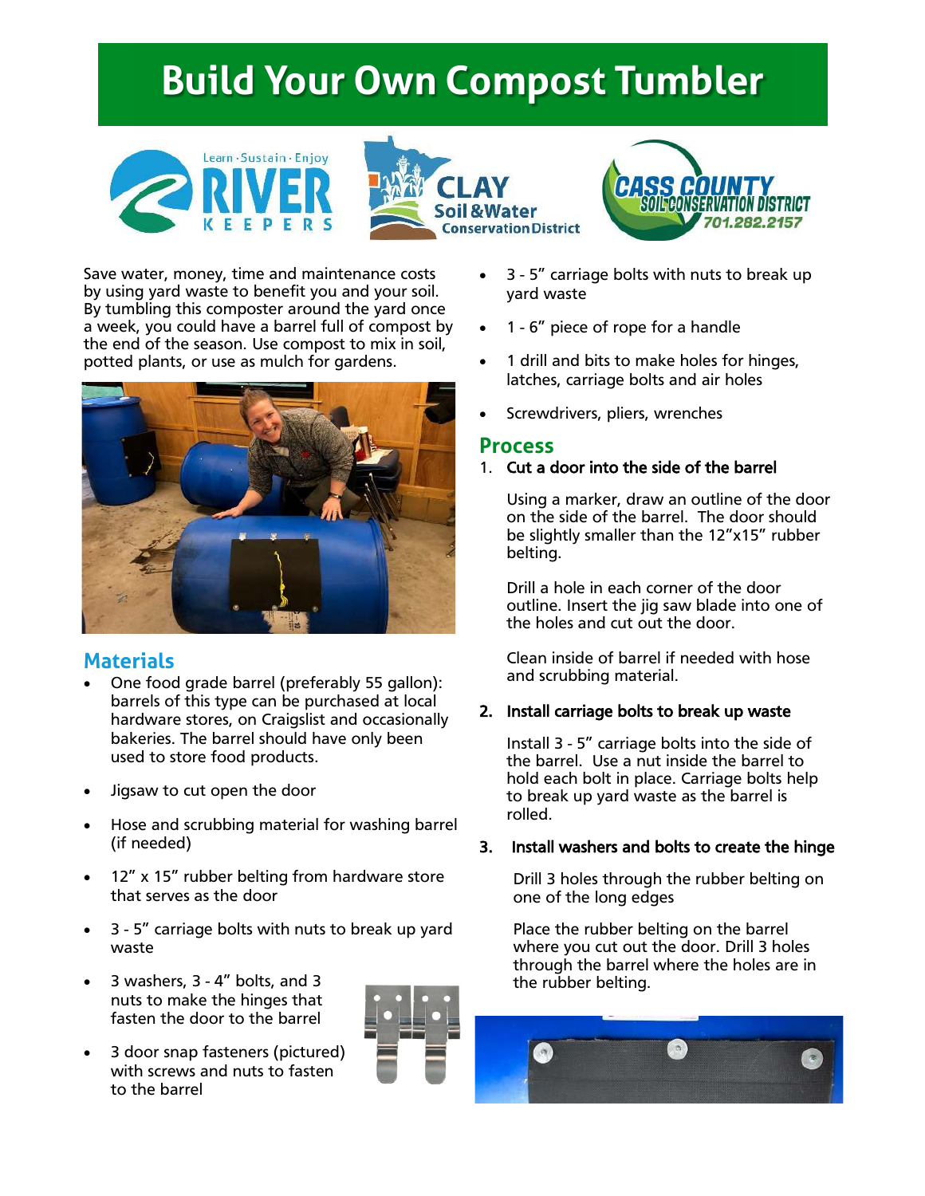# Build Your Own Compost Tumbler

Save water, money, time and maintenance costs by using yard waste to benefit you and your soil. By tumbling this composter around the yard once a week, you could have a barrel full of compost by the end of the season. Use compost to mix in soil, potted plants, or use as mulch for gardens.

## Materials

- One food grade barrel (preferably 55 gallon): barrels of this type can be purchased at local hardware stores, on Craigslist and occasionally bakeries. The barrel should have only been used to store food products.
- Jigsaw to cut open the door
- Hose and scrubbing material for washing barrel (if needed)
- 12" x 15" rubber belting from hardware store that serves as the door
- 3 - 5" carriage bolts with nuts to break up yard waste
- 3 washers, 3 - 4" bolts, and 3 nuts to make the hinges that fasten the door to the barrel
- 3 door snap fasteners (pictured) with screws and nuts to fasten to the barrel
- 3 - 5" carriage bolts with nuts to break up yard waste
- 1 - 6" piece of rope for a handle
- 1 drill and bits to make holes for hinges, latches, carriage bolts and air holes
- Screwdrivers, pliers, wrenches

## Process

1. **Cut a door into the side of the barrel**

   Using a marker, draw an outline of the door on the side of the barrel. The door should be slightly smaller than the 12"x15" rubber belting.

   Drill a hole in each corner of the door outline. Insert the jig saw blade into one of the holes and cut out the door.

   Clean inside of barrel if needed with hose and scrubbing material.

2. **Install carriage bolts to break up waste**

   Install 3 - 5" carriage bolts into the side of the barrel. Use a nut inside the barrel to hold each bolt in place. Carriage bolts help to break up yard waste as the barrel is rolled.

3. **Install washers and bolts to create the hinge**

   Drill 3 holes through the rubber belting on one of the long edges

   Place the rubber belting on the barrel where you cut out the door. Drill 3 holes through the barrel where the holes are in the rubber belting.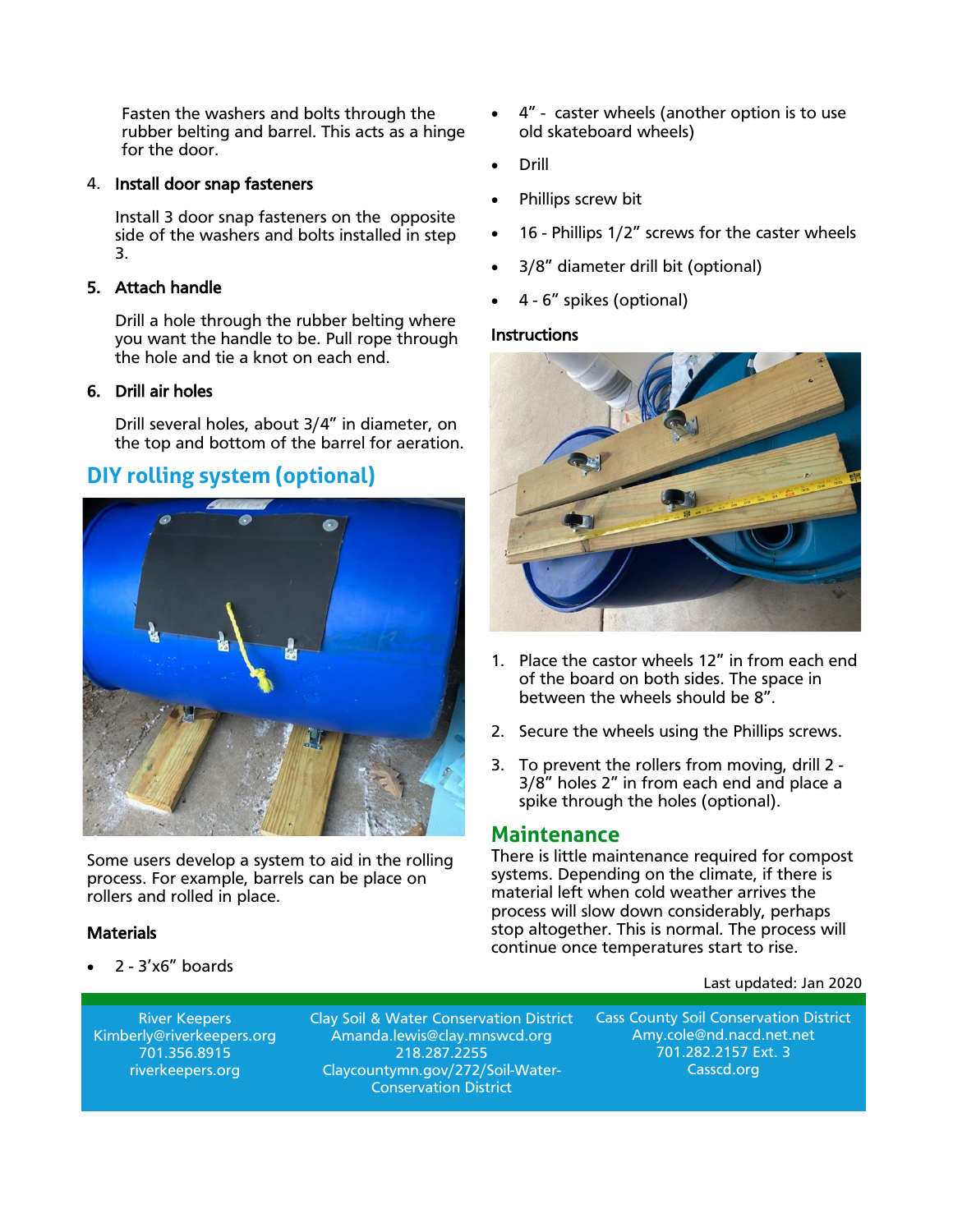Fasten the washers and bolts through the rubber belting and barrel. This acts as a hinge for the door.

4. **Install door snap fasteners**

   Install 3 door snap fasteners on the opposite side of the washers and bolts installed in step 3.

5. **Attach handle**

   Drill a hole through the rubber belting where you want the handle to be. Pull rope through the hole and tie a knot on each end.

6. **Drill air holes**

   Drill several holes, about 3/4" in diameter, on the top and bottom of the barrel for aeration.

## DIY rolling system (optional)

Some users develop a system to aid in the rolling process. For example, barrels can be place on rollers and rolled in place.

### Materials

- 2 - 3'x6" boards
- 4" - caster wheels (another option is to use old skateboard wheels)
- Drill
- Phillips screw bit
- 16 - Phillips 1/2" screws for the caster wheels
- 3/8" diameter drill bit (optional)
- 4 - 6" spikes (optional)

### Instructions

1. Place the castor wheels 12" in from each end of the board on both sides. The space in between the wheels should be 8".
2. Secure the wheels using the Phillips screws.
3. To prevent the rollers from moving, drill 2 - 3/8" holes 2" in from each end and place a spike through the holes (optional).

## Maintenance

There is little maintenance required for compost systems. Depending on the climate, if there is material left when cold weather arrives the process will slow down considerably, perhaps stop altogether. This is normal. The process will continue once temperatures start to rise.

Last updated: Jan 2020

River Keepers
Kimberly@riverkeepers.org
701.356.8915
riverkeepers.org

Clay Soil & Water Conservation District
Amanda.lewis@clay.mnswcd.org
218.287.2255
Claycountymn.gov/272/Soil-Water-Conservation District

Cass County Soil Conservation District
Amy.cole@nd.nacd.net.net
701.282.2157 Ext. 3
Casscd.org